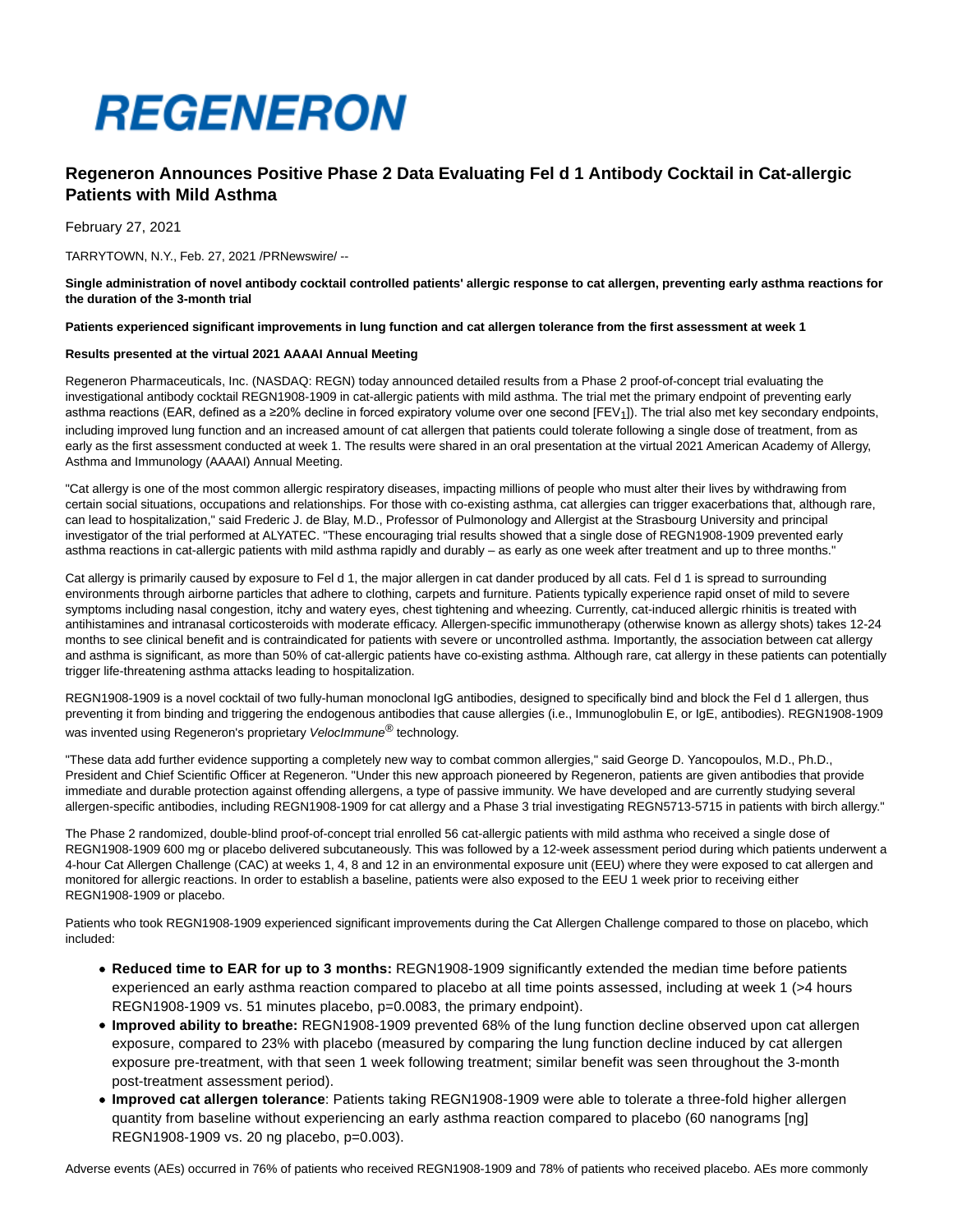# REGENERON

## Regeneron Announces Positive Phase 2 Data Evaluating Fel d 1 Antibody Cocktail in Cat-allergic Patients with Mild Asthma

February 27, 2021

TARRYTOWN, N.Y., Feb. 27, 2021 /PRNewswire/ --

**Single administration of novel antibody cocktail controlled patients' allergic response to cat allergen, preventing early asthma reactions for the duration of the 3-month trial**

**Patients experienced significant improvements in lung function and cat allergen tolerance from the first assessment at week 1**

**Results presented at the virtual 2021 AAAAI Annual Meeting**

Regeneron Pharmaceuticals, Inc. (NASDAQ: REGN) today announced detailed results from a Phase 2 proof-of-concept trial evaluating the investigational antibody cocktail REGN1908-1909 in cat-allergic patients with mild asthma. The trial met the primary endpoint of preventing early asthma reactions (EAR, defined as a ≥20% decline in forced expiratory volume over one second [$FEV_1$]). The trial also met key secondary endpoints, including improved lung function and an increased amount of cat allergen that patients could tolerate following a single dose of treatment, from as early as the first assessment conducted at week 1. The results were shared in an oral presentation at the virtual 2021 American Academy of Allergy, Asthma and Immunology (AAAAI) Annual Meeting.

"Cat allergy is one of the most common allergic respiratory diseases, impacting millions of people who must alter their lives by withdrawing from certain social situations, occupations and relationships. For those with co-existing asthma, cat allergies can trigger exacerbations that, although rare, can lead to hospitalization," said Frederic J. de Blay, M.D., Professor of Pulmonology and Allergist at the Strasbourg University and principal investigator of the trial performed at ALYATEC. "These encouraging trial results showed that a single dose of REGN1908-1909 prevented early asthma reactions in cat-allergic patients with mild asthma rapidly and durably – as early as one week after treatment and up to three months."

Cat allergy is primarily caused by exposure to Fel d 1, the major allergen in cat dander produced by all cats. Fel d 1 is spread to surrounding environments through airborne particles that adhere to clothing, carpets and furniture. Patients typically experience rapid onset of mild to severe symptoms including nasal congestion, itchy and watery eyes, chest tightening and wheezing. Currently, cat-induced allergic rhinitis is treated with antihistamines and intranasal corticosteroids with moderate efficacy. Allergen-specific immunotherapy (otherwise known as allergy shots) takes 12-24 months to see clinical benefit and is contraindicated for patients with severe or uncontrolled asthma. Importantly, the association between cat allergy and asthma is significant, as more than 50% of cat-allergic patients have co-existing asthma. Although rare, cat allergy in these patients can potentially trigger life-threatening asthma attacks leading to hospitalization.

REGN1908-1909 is a novel cocktail of two fully-human monoclonal IgG antibodies, designed to specifically bind and block the Fel d 1 allergen, thus preventing it from binding and triggering the endogenous antibodies that cause allergies (i.e., Immunoglobulin E, or IgE, antibodies). REGN1908-1909 was invented using Regeneron's proprietary *VelocImmune*® technology.

"These data add further evidence supporting a completely new way to combat common allergies," said George D. Yancopoulos, M.D., Ph.D., President and Chief Scientific Officer at Regeneron. "Under this new approach pioneered by Regeneron, patients are given antibodies that provide immediate and durable protection against offending allergens, a type of passive immunity. We have developed and are currently studying several allergen-specific antibodies, including REGN1908-1909 for cat allergy and a Phase 3 trial investigating REGN5713-5715 in patients with birch allergy."

The Phase 2 randomized, double-blind proof-of-concept trial enrolled 56 cat-allergic patients with mild asthma who received a single dose of REGN1908-1909 600 mg or placebo delivered subcutaneously. This was followed by a 12-week assessment period during which patients underwent a 4-hour Cat Allergen Challenge (CAC) at weeks 1, 4, 8 and 12 in an environmental exposure unit (EEU) where they were exposed to cat allergen and monitored for allergic reactions. In order to establish a baseline, patients were also exposed to the EEU 1 week prior to receiving either REGN1908-1909 or placebo.

Patients who took REGN1908-1909 experienced significant improvements during the Cat Allergen Challenge compared to those on placebo, which included:

- **Reduced time to EAR for up to 3 months:** REGN1908-1909 significantly extended the median time before patients experienced an early asthma reaction compared to placebo at all time points assessed, including at week 1 (>4 hours REGN1908-1909 vs. 51 minutes placebo, $p=0.0083$, the primary endpoint).
- **Improved ability to breathe:** REGN1908-1909 prevented 68% of the lung function decline observed upon cat allergen exposure, compared to 23% with placebo (measured by comparing the lung function decline induced by cat allergen exposure pre-treatment, with that seen 1 week following treatment; similar benefit was seen throughout the 3-month post-treatment assessment period).
- **Improved cat allergen tolerance**: Patients taking REGN1908-1909 were able to tolerate a three-fold higher allergen quantity from baseline without experiencing an early asthma reaction compared to placebo (60 nanograms [ng] REGN1908-1909 vs. 20 ng placebo, $p=0.003$).

Adverse events (AEs) occurred in 76% of patients who received REGN1908-1909 and 78% of patients who received placebo. AEs more commonly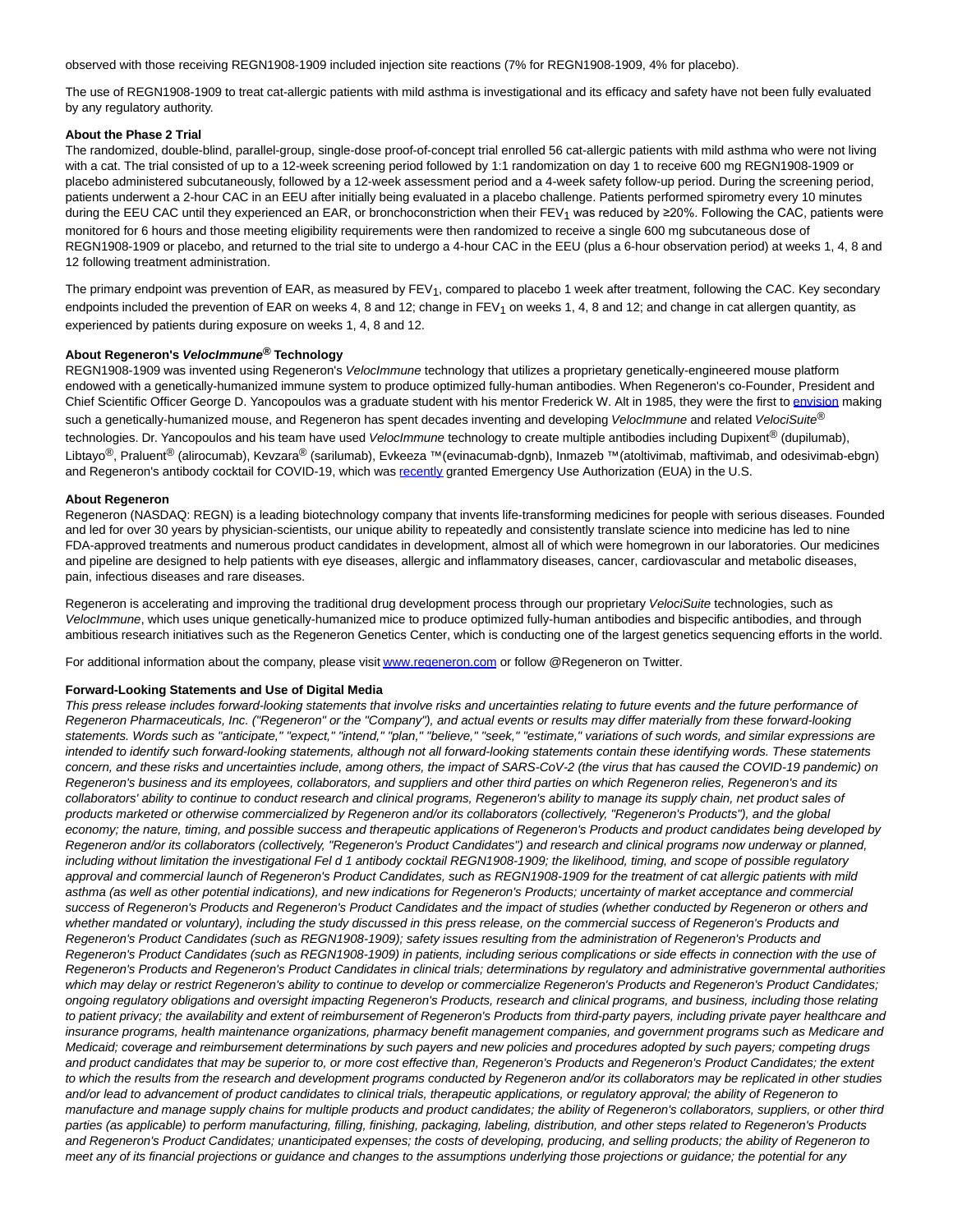observed with those receiving REGN1908-1909 included injection site reactions (7% for REGN1908-1909, 4% for placebo).

The use of REGN1908-1909 to treat cat-allergic patients with mild asthma is investigational and its efficacy and safety have not been fully evaluated by any regulatory authority.

**About the Phase 2 Trial**

The randomized, double-blind, parallel-group, single-dose proof-of-concept trial enrolled 56 cat-allergic patients with mild asthma who were not living with a cat. The trial consisted of up to a 12-week screening period followed by 1:1 randomization on day 1 to receive 600 mg REGN1908-1909 or placebo administered subcutaneously, followed by a 12-week assessment period and a 4-week safety follow-up period. During the screening period, patients underwent a 2-hour CAC in an EEU after initially being evaluated in a placebo challenge. Patients performed spirometry every 10 minutes during the EEU CAC until they experienced an EAR, or bronchoconstriction when their $FEV_1$ was reduced by ≥20%. Following the CAC, patients were monitored for 6 hours and those meeting eligibility requirements were then randomized to receive a single 600 mg subcutaneous dose of REGN1908-1909 or placebo, and returned to the trial site to undergo a 4-hour CAC in the EEU (plus a 6-hour observation period) at weeks 1, 4, 8 and 12 following treatment administration.

The primary endpoint was prevention of EAR, as measured by $FEV_1$, compared to placebo 1 week after treatment, following the CAC. Key secondary endpoints included the prevention of EAR on weeks 4, 8 and 12; change in $FEV_1$ on weeks 1, 4, 8 and 12; and change in cat allergen quantity, as experienced by patients during exposure on weeks 1, 4, 8 and 12.

**About Regeneron's *VelocImmune*® Technology**

REGN1908-1909 was invented using Regeneron's *VelocImmune* technology that utilizes a proprietary genetically-engineered mouse platform endowed with a genetically-humanized immune system to produce optimized fully-human antibodies. When Regeneron's co-Founder, President and Chief Scientific Officer George D. Yancopoulos was a graduate student with his mentor Frederick W. Alt in 1985, they were the first to envision making such a genetically-humanized mouse, and Regeneron has spent decades inventing and developing *VelocImmune* and related *VelociSuite*® technologies. Dr. Yancopoulos and his team have used *VelocImmune* technology to create multiple antibodies including Dupixent® (dupilumab), Libtayo®, Praluent® (alirocumab), Kevzara® (sarilumab), Evkeeza ™(evinacumab-dgnb), Inmazeb ™(atoltivimab, maftivimab, and odesivimab-ebgn) and Regeneron's antibody cocktail for COVID-19, which was recently granted Emergency Use Authorization (EUA) in the U.S.

**About Regeneron**

Regeneron (NASDAQ: REGN) is a leading biotechnology company that invents life-transforming medicines for people with serious diseases. Founded and led for over 30 years by physician-scientists, our unique ability to repeatedly and consistently translate science into medicine has led to nine FDA-approved treatments and numerous product candidates in development, almost all of which were homegrown in our laboratories. Our medicines and pipeline are designed to help patients with eye diseases, allergic and inflammatory diseases, cancer, cardiovascular and metabolic diseases, pain, infectious diseases and rare diseases.

Regeneron is accelerating and improving the traditional drug development process through our proprietary *VelociSuite* technologies, such as *VelocImmune*, which uses unique genetically-humanized mice to produce optimized fully-human antibodies and bispecific antibodies, and through ambitious research initiatives such as the Regeneron Genetics Center, which is conducting one of the largest genetics sequencing efforts in the world.

For additional information about the company, please visit www.regeneron.com or follow @Regeneron on Twitter.

**Forward-Looking Statements and Use of Digital Media**

*This press release includes forward-looking statements that involve risks and uncertainties relating to future events and the future performance of Regeneron Pharmaceuticals, Inc. ("Regeneron" or the "Company"), and actual events or results may differ materially from these forward-looking statements. Words such as "anticipate," "expect," "intend," "plan," "believe," "seek," "estimate," variations of such words, and similar expressions are intended to identify such forward-looking statements, although not all forward-looking statements contain these identifying words. These statements concern, and these risks and uncertainties include, among others, the impact of SARS-CoV-2 (the virus that has caused the COVID-19 pandemic) on Regeneron's business and its employees, collaborators, and suppliers and other third parties on which Regeneron relies, Regeneron's and its collaborators' ability to continue to conduct research and clinical programs, Regeneron's ability to manage its supply chain, net product sales of products marketed or otherwise commercialized by Regeneron and/or its collaborators (collectively, "Regeneron's Products"), and the global economy; the nature, timing, and possible success and therapeutic applications of Regeneron's Products and product candidates being developed by Regeneron and/or its collaborators (collectively, "Regeneron's Product Candidates") and research and clinical programs now underway or planned, including without limitation the investigational Fel d 1 antibody cocktail REGN1908-1909; the likelihood, timing, and scope of possible regulatory approval and commercial launch of Regeneron's Product Candidates, such as REGN1908-1909 for the treatment of cat allergic patients with mild asthma (as well as other potential indications), and new indications for Regeneron's Products; uncertainty of market acceptance and commercial success of Regeneron's Products and Regeneron's Product Candidates and the impact of studies (whether conducted by Regeneron or others and whether mandated or voluntary), including the study discussed in this press release, on the commercial success of Regeneron's Products and Regeneron's Product Candidates (such as REGN1908-1909); safety issues resulting from the administration of Regeneron's Products and Regeneron's Product Candidates (such as REGN1908-1909) in patients, including serious complications or side effects in connection with the use of Regeneron's Products and Regeneron's Product Candidates in clinical trials; determinations by regulatory and administrative governmental authorities which may delay or restrict Regeneron's ability to continue to develop or commercialize Regeneron's Products and Regeneron's Product Candidates; ongoing regulatory obligations and oversight impacting Regeneron's Products, research and clinical programs, and business, including those relating to patient privacy; the availability and extent of reimbursement of Regeneron's Products from third-party payers, including private payer healthcare and insurance programs, health maintenance organizations, pharmacy benefit management companies, and government programs such as Medicare and Medicaid; coverage and reimbursement determinations by such payers and new policies and procedures adopted by such payers; competing drugs and product candidates that may be superior to, or more cost effective than, Regeneron's Products and Regeneron's Product Candidates; the extent to which the results from the research and development programs conducted by Regeneron and/or its collaborators may be replicated in other studies and/or lead to advancement of product candidates to clinical trials, therapeutic applications, or regulatory approval; the ability of Regeneron to manufacture and manage supply chains for multiple products and product candidates; the ability of Regeneron's collaborators, suppliers, or other third parties (as applicable) to perform manufacturing, filling, finishing, packaging, labeling, distribution, and other steps related to Regeneron's Products and Regeneron's Product Candidates; unanticipated expenses; the costs of developing, producing, and selling products; the ability of Regeneron to meet any of its financial projections or guidance and changes to the assumptions underlying those projections or guidance; the potential for any*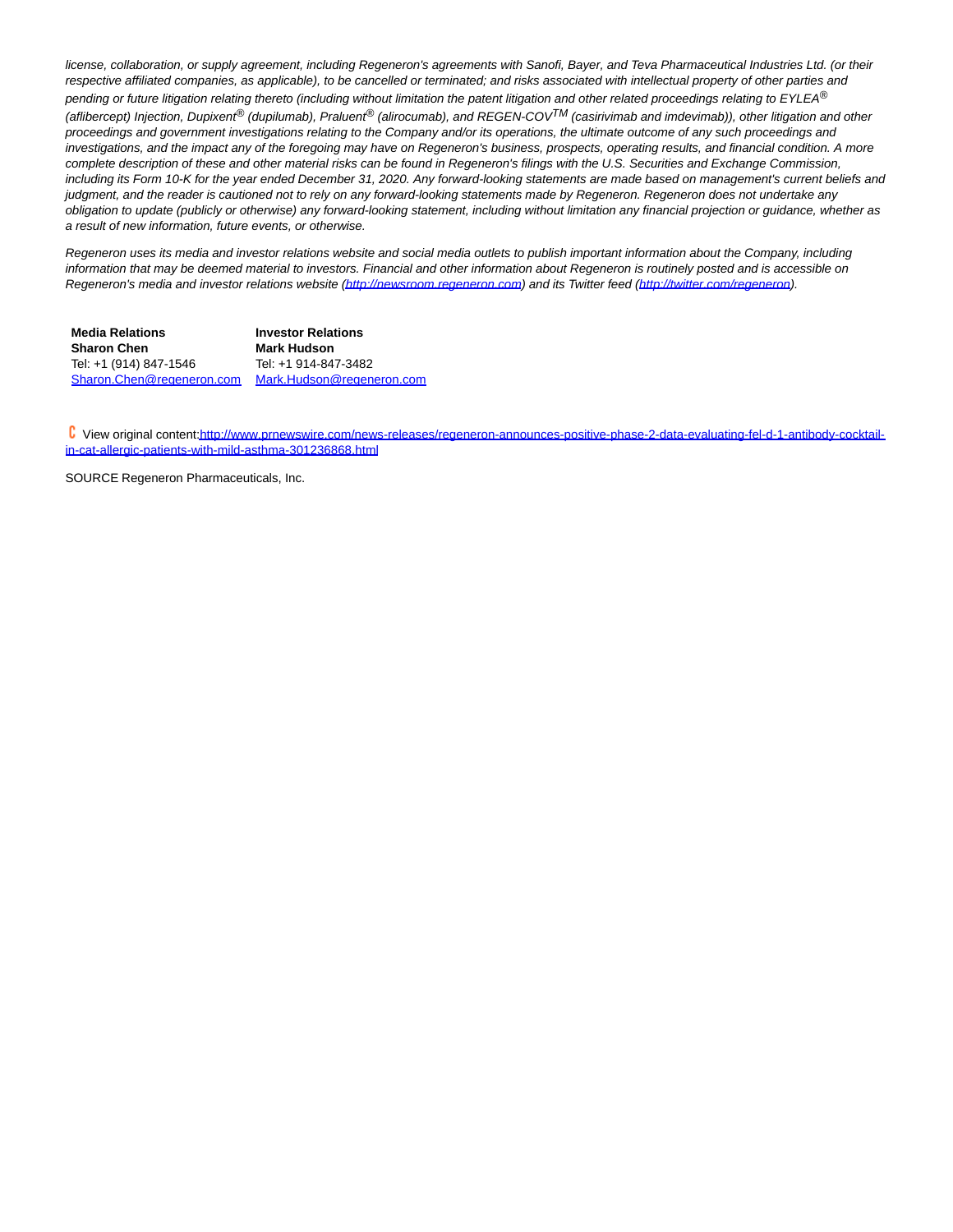*license, collaboration, or supply agreement, including Regeneron's agreements with Sanofi, Bayer, and Teva Pharmaceutical Industries Ltd. (or their respective affiliated companies, as applicable), to be cancelled or terminated; and risks associated with intellectual property of other parties and pending or future litigation relating thereto (including without limitation the patent litigation and other related proceedings relating to EYLEA® (aflibercept) Injection, Dupixent® (dupilumab), Praluent® (alirocumab), and REGEN-COV™ (casirivimab and imdevimab)), other litigation and other proceedings and government investigations relating to the Company and/or its operations, the ultimate outcome of any such proceedings and investigations, and the impact any of the foregoing may have on Regeneron's business, prospects, operating results, and financial condition. A more complete description of these and other material risks can be found in Regeneron's filings with the U.S. Securities and Exchange Commission, including its Form 10-K for the year ended December 31, 2020. Any forward-looking statements are made based on management's current beliefs and judgment, and the reader is cautioned not to rely on any forward-looking statements made by Regeneron. Regeneron does not undertake any obligation to update (publicly or otherwise) any forward-looking statement, including without limitation any financial projection or guidance, whether as a result of new information, future events, or otherwise.*

*Regeneron uses its media and investor relations website and social media outlets to publish important information about the Company, including information that may be deemed material to investors. Financial and other information about Regeneron is routinely posted and is accessible on Regeneron's media and investor relations website (http://newsroom.regeneron.com) and its Twitter feed (http://twitter.com/regeneron).*

| | |
|---|---|
| **Media Relations** | **Investor Relations** |
| **Sharon Chen** | **Mark Hudson** |
| Tel: +1 (914) 847-1546 | Tel: +1 914-847-3482 |
| Sharon.Chen@regeneron.com | Mark.Hudson@regeneron.com |

View original content:http://www.prnewswire.com/news-releases/regeneron-announces-positive-phase-2-data-evaluating-fel-d-1-antibody-cocktail-in-cat-allergic-patients-with-mild-asthma-301236868.html

SOURCE Regeneron Pharmaceuticals, Inc.